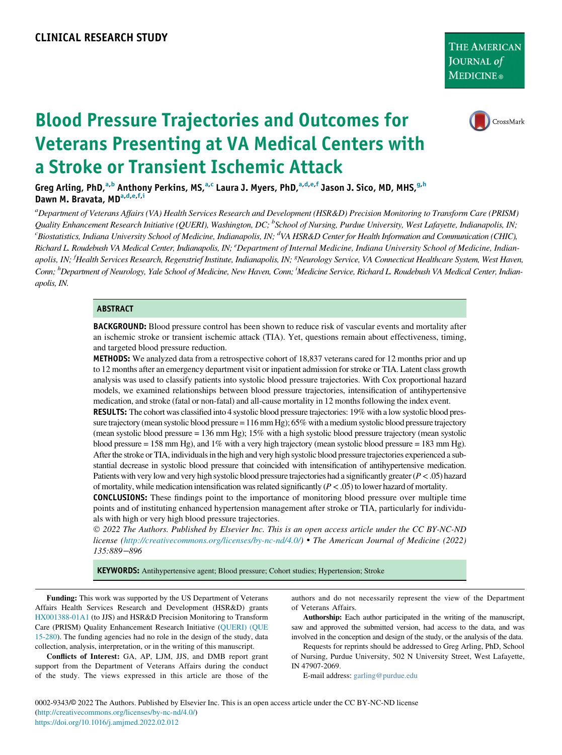CLINICAL RESEARCH STUDY

# Blood Pressure Trajectories and Outcomes for Veterans Presenting at VA Medical Centers with a Stroke or Transient Ischemic Attack

Greg Arling, PhD,[a,b] Anthony Perkins, MS,[a,c] Laura J. Myers, PhD,[a,d,e,f] Jason J. Sico, MD, MHS,[g,h] Dawn M. Bravata, MD[a,d,e,f,i]

*[a]Department of Veterans Affairs (VA) Health Services Research and Development (HSR&D) Precision Monitoring to Transform Care (PRISM) Quality Enhancement Research Initiative (QUERI), Washington, DC; [b]School of Nursing, Purdue University, West Lafayette, Indianapolis, IN; [c]Biostatistics, Indiana University School of Medicine, Indianapolis, IN; [d]VA HSR&D Center for Health Information and Communication (CHIC), Richard L. Roudebush VA Medical Center, Indianapolis, IN; [e]Department of Internal Medicine, Indiana University School of Medicine, Indianapolis, IN; [f]Health Services Research, Regenstrief Institute, Indianapolis, IN; [g]Neurology Service, VA Connecticut Healthcare System, West Haven, Conn; [h]Department of Neurology, Yale School of Medicine, New Haven, Conn; [i]Medicine Service, Richard L. Roudebush VA Medical Center, Indianapolis, IN.*

## ABSTRACT

**BACKGROUND:** Blood pressure control has been shown to reduce risk of vascular events and mortality after an ischemic stroke or transient ischemic attack (TIA). Yet, questions remain about effectiveness, timing, and targeted blood pressure reduction.

**METHODS:** We analyzed data from a retrospective cohort of 18,837 veterans cared for 12 months prior and up to 12 months after an emergency department visit or inpatient admission for stroke or TIA. Latent class growth analysis was used to classify patients into systolic blood pressure trajectories. With Cox proportional hazard models, we examined relationships between blood pressure trajectories, intensification of antihypertensive medication, and stroke (fatal or non-fatal) and all-cause mortality in 12 months following the index event.

**RESULTS:** The cohort was classified into 4 systolic blood pressure trajectories: 19% with a low systolic blood pressure trajectory (mean systolic blood pressure = 116 mm Hg); 65% with a medium systolic blood pressure trajectory (mean systolic blood pressure = 136 mm Hg); 15% with a high systolic blood pressure trajectory (mean systolic blood pressure = 158 mm Hg), and 1% with a very high trajectory (mean systolic blood pressure = 183 mm Hg). After the stroke or TIA, individuals in the high and very high systolic blood pressure trajectories experienced a substantial decrease in systolic blood pressure that coincided with intensification of antihypertensive medication. Patients with very low and very high systolic blood pressure trajectories had a significantly greater ($P < .05$) hazard of mortality, while medication intensification was related significantly ($P < .05$) to lower hazard of mortality.

**CONCLUSIONS:** These findings point to the importance of monitoring blood pressure over multiple time points and of instituting enhanced hypertension management after stroke or TIA, particularly for individuals with high or very high blood pressure trajectories.

*© 2022 The Authors. Published by Elsevier Inc. This is an open access article under the CC BY-NC-ND license (http://creativecommons.org/licenses/by-nc-nd/4.0/) • The American Journal of Medicine (2022) 135:889−896*

**KEYWORDS:** Antihypertensive agent; Blood pressure; Cohort studies; Hypertension; Stroke

**Funding:** This work was supported by the US Department of Veterans Affairs Health Services Research and Development (HSR&D) grants HX001388-01A1 (to JJS) and HSR&D Precision Monitoring to Transform Care (PRISM) Quality Enhancement Research Initiative (QUERI) (QUE 15-280). The funding agencies had no role in the design of the study, data collection, analysis, interpretation, or in the writing of this manuscript.

**Conflicts of Interest:** GA, AP, LJM, JJS, and DMB report grant support from the Department of Veterans Affairs during the conduct of the study. The views expressed in this article are those of the authors and do not necessarily represent the view of the Department of Veterans Affairs.

**Authorship:** Each author participated in the writing of the manuscript, saw and approved the submitted version, had access to the data, and was involved in the conception and design of the study, or the analysis of the data.

Requests for reprints should be addressed to Greg Arling, PhD, School of Nursing, Purdue University, 502 N University Street, West Lafayette, IN 47907-2069.

E-mail address: garling@purdue.edu

0002-9343/© 2022 The Authors. Published by Elsevier Inc. This is an open access article under the CC BY-NC-ND license (http://creativecommons.org/licenses/by-nc-nd/4.0/)
https://doi.org/10.1016/j.amjmed.2022.02.012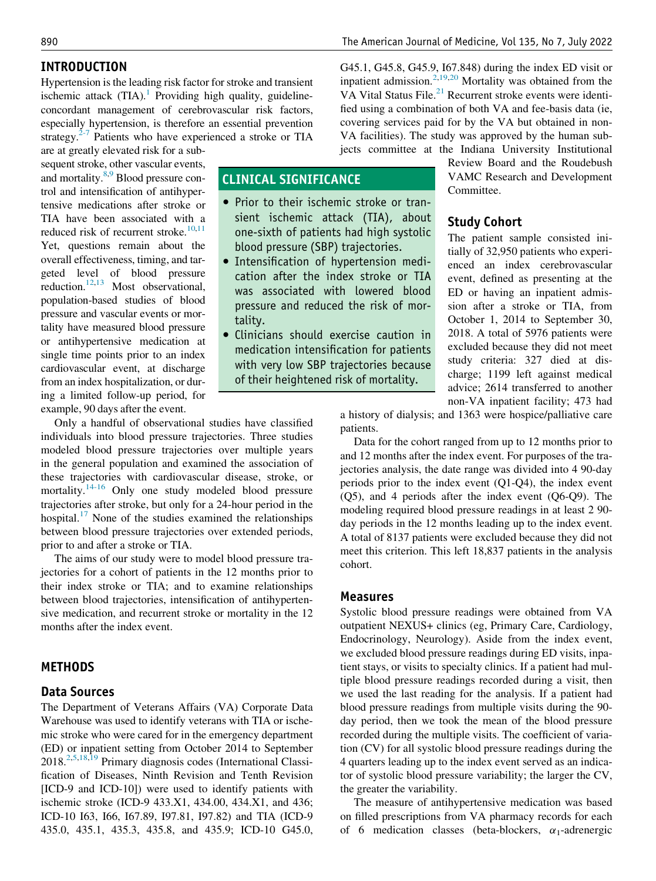## INTRODUCTION

Hypertension is the leading risk factor for stroke and transient ischemic attack (TIA).[1] Providing high quality, guideline-concordant management of cerebrovascular risk factors, especially hypertension, is therefore an essential prevention strategy.[2-7] Patients who have experienced a stroke or TIA are at greatly elevated risk for a subsequent stroke, other vascular events, and mortality.[8,9] Blood pressure control and intensification of antihypertensive medications after stroke or TIA have been associated with a reduced risk of recurrent stroke.[10,11] Yet, questions remain about the overall effectiveness, timing, and targeted level of blood pressure reduction.[12,13] Most observational, population-based studies of blood pressure and vascular events or mortality have measured blood pressure or antihypertensive medication at single time points prior to an index cardiovascular event, at discharge from an index hospitalization, or during a limited follow-up period, for example, 90 days after the event.

Only a handful of observational studies have classified individuals into blood pressure trajectories. Three studies modeled blood pressure trajectories over multiple years in the general population and examined the association of these trajectories with cardiovascular disease, stroke, or mortality.[14-16] Only one study modeled blood pressure trajectories after stroke, but only for a 24-hour period in the hospital.[17] None of the studies examined the relationships between blood pressure trajectories over extended periods, prior to and after a stroke or TIA.

The aims of our study were to model blood pressure trajectories for a cohort of patients in the 12 months prior to their index stroke or TIA; and to examine relationships between blood trajectories, intensification of antihypertensive medication, and recurrent stroke or mortality in the 12 months after the index event.

### CLINICAL SIGNIFICANCE

- Prior to their ischemic stroke or transient ischemic attack (TIA), about one-sixth of patients had high systolic blood pressure (SBP) trajectories.
- Intensification of hypertension medication after the index stroke or TIA was associated with lowered blood pressure and reduced the risk of mortality.
- Clinicians should exercise caution in medication intensification for patients with very low SBP trajectories because of their heightened risk of mortality.

## METHODS

### Data Sources

The Department of Veterans Affairs (VA) Corporate Data Warehouse was used to identify veterans with TIA or ischemic stroke who were cared for in the emergency department (ED) or inpatient setting from October 2014 to September 2018.[2,5,18,19] Primary diagnosis codes (International Classification of Diseases, Ninth Revision and Tenth Revision [ICD-9 and ICD-10]) were used to identify patients with ischemic stroke (ICD-9 433.X1, 434.00, 434.X1, and 436; ICD-10 I63, I66, I67.89, I97.81, I97.82) and TIA (ICD-9 435.0, 435.1, 435.3, 435.8, and 435.9; ICD-10 G45.0, G45.1, G45.8, G45.9, I67.848) during the index ED visit or inpatient admission.[2,19,20] Mortality was obtained from the VA Vital Status File.[21] Recurrent stroke events were identified using a combination of both VA and fee-basis data (ie, covering services paid for by the VA but obtained in non-VA facilities). The study was approved by the human subjects committee at the Indiana University Institutional Review Board and the Roudebush VAMC Research and Development Committee.

### Study Cohort

The patient sample consisted initially of 32,950 patients who experienced an index cerebrovascular event, defined as presenting at the ED or having an inpatient admission after a stroke or TIA, from October 1, 2014 to September 30, 2018. A total of 5976 patients were excluded because they did not meet study criteria: 327 died at discharge; 1199 left against medical advice; 2614 transferred to another non-VA inpatient facility; 473 had a history of dialysis; and 1363 were hospice/palliative care patients.

Data for the cohort ranged from up to 12 months prior to and 12 months after the index event. For purposes of the trajectories analysis, the date range was divided into 4 90-day periods prior to the index event (Q1-Q4), the index event (Q5), and 4 periods after the index event (Q6-Q9). The modeling required blood pressure readings in at least 2 90-day periods in the 12 months leading up to the index event. A total of 8137 patients were excluded because they did not meet this criterion. This left 18,837 patients in the analysis cohort.

### Measures

Systolic blood pressure readings were obtained from VA outpatient NEXUS+ clinics (eg, Primary Care, Cardiology, Endocrinology, Neurology). Aside from the index event, we excluded blood pressure readings during ED visits, inpatient stays, or visits to specialty clinics. If a patient had multiple blood pressure readings recorded during a visit, then we used the last reading for the analysis. If a patient had blood pressure readings from multiple visits during the 90-day period, then we took the mean of the blood pressure recorded during the multiple visits. The coefficient of variation (CV) for all systolic blood pressure readings during the 4 quarters leading up to the index event served as an indicator of systolic blood pressure variability; the larger the CV, the greater the variability.

The measure of antihypertensive medication was based on filled prescriptions from VA pharmacy records for each of 6 medication classes (beta-blockers, $\alpha_1$-adrenergic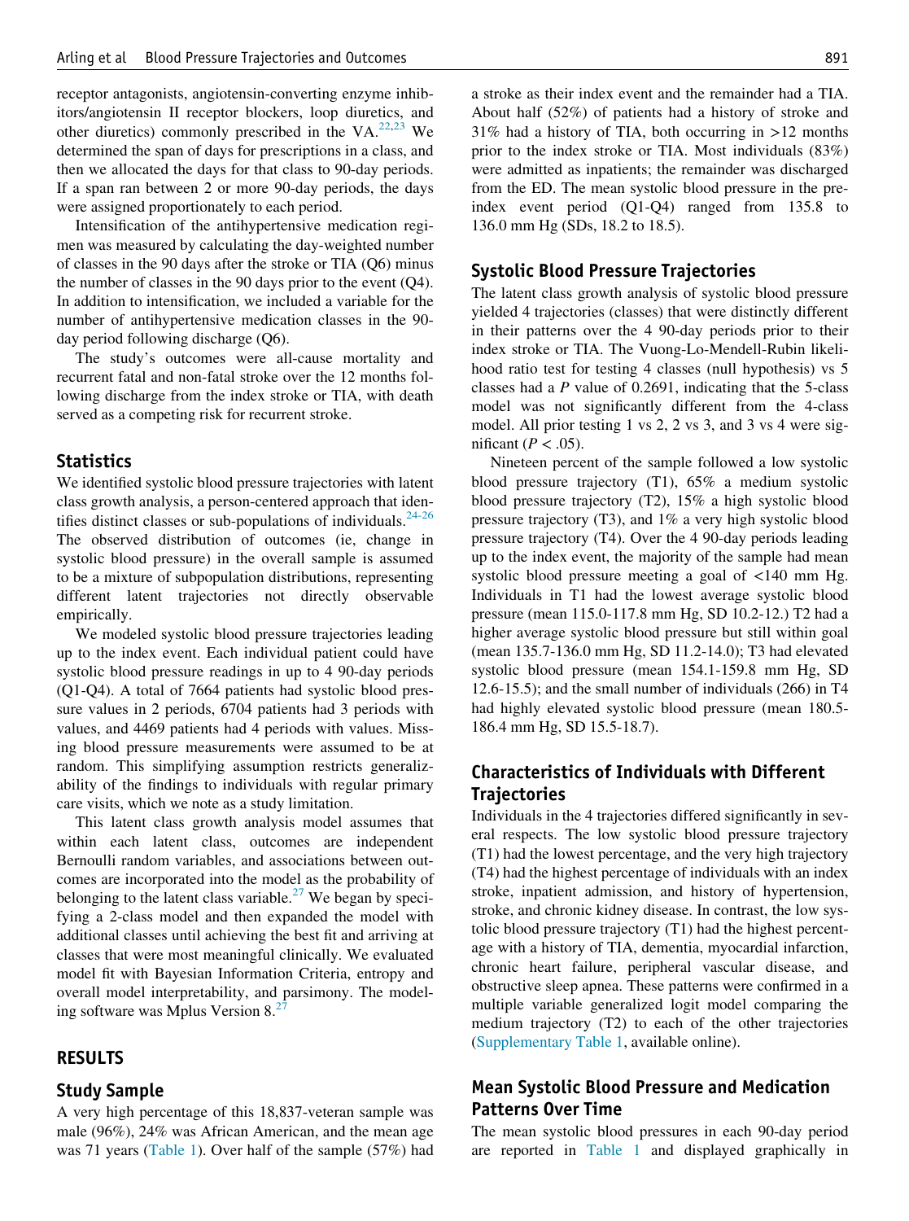receptor antagonists, angiotensin-converting enzyme inhibitors/angiotensin II receptor blockers, loop diuretics, and other diuretics) commonly prescribed in the VA.[22,23] We determined the span of days for prescriptions in a class, and then we allocated the days for that class to 90-day periods. If a span ran between 2 or more 90-day periods, the days were assigned proportionately to each period.

Intensification of the antihypertensive medication regimen was measured by calculating the day-weighted number of classes in the 90 days after the stroke or TIA (Q6) minus the number of classes in the 90 days prior to the event (Q4). In addition to intensification, we included a variable for the number of antihypertensive medication classes in the 90-day period following discharge (Q6).

The study's outcomes were all-cause mortality and recurrent fatal and non-fatal stroke over the 12 months following discharge from the index stroke or TIA, with death served as a competing risk for recurrent stroke.

## Statistics

We identified systolic blood pressure trajectories with latent class growth analysis, a person-centered approach that identifies distinct classes or sub-populations of individuals.[24-26] The observed distribution of outcomes (ie, change in systolic blood pressure) in the overall sample is assumed to be a mixture of subpopulation distributions, representing different latent trajectories not directly observable empirically.

We modeled systolic blood pressure trajectories leading up to the index event. Each individual patient could have systolic blood pressure readings in up to 4 90-day periods (Q1-Q4). A total of 7664 patients had systolic blood pressure values in 2 periods, 6704 patients had 3 periods with values, and 4469 patients had 4 periods with values. Missing blood pressure measurements were assumed to be at random. This simplifying assumption restricts generalizability of the findings to individuals with regular primary care visits, which we note as a study limitation.

This latent class growth analysis model assumes that within each latent class, outcomes are independent Bernoulli random variables, and associations between outcomes are incorporated into the model as the probability of belonging to the latent class variable.[27] We began by specifying a 2-class model and then expanded the model with additional classes until achieving the best fit and arriving at classes that were most meaningful clinically. We evaluated model fit with Bayesian Information Criteria, entropy and overall model interpretability, and parsimony. The modeling software was Mplus Version 8.[27]

# RESULTS

## Study Sample

A very high percentage of this 18,837-veteran sample was male (96%), 24% was African American, and the mean age was 71 years (Table 1). Over half of the sample (57%) had a stroke as their index event and the remainder had a TIA. About half (52%) of patients had a history of stroke and 31% had a history of TIA, both occurring in >12 months prior to the index stroke or TIA. Most individuals (83%) were admitted as inpatients; the remainder was discharged from the ED. The mean systolic blood pressure in the pre-index event period (Q1-Q4) ranged from 135.8 to 136.0 mm Hg (SDs, 18.2 to 18.5).

## Systolic Blood Pressure Trajectories

The latent class growth analysis of systolic blood pressure yielded 4 trajectories (classes) that were distinctly different in their patterns over the 4 90-day periods prior to their index stroke or TIA. The Vuong-Lo-Mendell-Rubin likelihood ratio test for testing 4 classes (null hypothesis) vs 5 classes had a $P$ value of 0.2691, indicating that the 5-class model was not significantly different from the 4-class model. All prior testing 1 vs 2, 2 vs 3, and 3 vs 4 were significant ($P < .05$).

Nineteen percent of the sample followed a low systolic blood pressure trajectory (T1), 65% a medium systolic blood pressure trajectory (T2), 15% a high systolic blood pressure trajectory (T3), and 1% a very high systolic blood pressure trajectory (T4). Over the 4 90-day periods leading up to the index event, the majority of the sample had mean systolic blood pressure meeting a goal of <140 mm Hg. Individuals in T1 had the lowest average systolic blood pressure (mean 115.0-117.8 mm Hg, SD 10.2-12.) T2 had a higher average systolic blood pressure but still within goal (mean 135.7-136.0 mm Hg, SD 11.2-14.0); T3 had elevated systolic blood pressure (mean 154.1-159.8 mm Hg, SD 12.6-15.5); and the small number of individuals (266) in T4 had highly elevated systolic blood pressure (mean 180.5-186.4 mm Hg, SD 15.5-18.7).

## Characteristics of Individuals with Different Trajectories

Individuals in the 4 trajectories differed significantly in several respects. The low systolic blood pressure trajectory (T1) had the lowest percentage, and the very high trajectory (T4) had the highest percentage of individuals with an index stroke, inpatient admission, and history of hypertension, stroke, and chronic kidney disease. In contrast, the low systolic blood pressure trajectory (T1) had the highest percentage with a history of TIA, dementia, myocardial infarction, chronic heart failure, peripheral vascular disease, and obstructive sleep apnea. These patterns were confirmed in a multiple variable generalized logit model comparing the medium trajectory (T2) to each of the other trajectories (Supplementary Table 1, available online).

## Mean Systolic Blood Pressure and Medication Patterns Over Time

The mean systolic blood pressures in each 90-day period are reported in Table 1 and displayed graphically in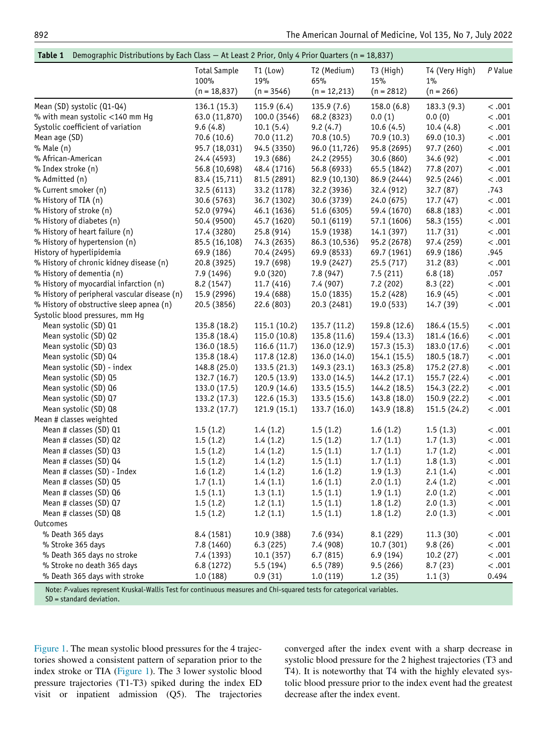**Table 1** Demographic Distributions by Each Class — At Least 2 Prior, Only 4 Prior Quarters (n = 18,837)

| | Total Sample 100% (n = 18,837) | T1 (Low) 19% (n = 3546) | T2 (Medium) 65% (n = 12,213) | T3 (High) 15% (n = 2812) | T4 (Very High) 1% (n = 266) | *P* Value |
|---|---|---|---|---|---|---|
| Mean (SD) systolic (Q1-Q4) | 136.1 (15.3) | 115.9 (6.4) | 135.9 (7.6) | 158.0 (6.8) | 183.3 (9.3) | < .001 |
| % with mean systolic <140 mm Hg | 63.0 (11,870) | 100.0 (3546) | 68.2 (8323) | 0.0 (1) | 0.0 (0) | < .001 |
| Systolic coefficient of variation | 9.6 (4.8) | 10.1 (5.4) | 9.2 (4.7) | 10.6 (4.5) | 10.4 (4.8) | < .001 |
| Mean age (SD) | 70.6 (10.6) | 70.0 (11.2) | 70.8 (10.5) | 70.9 (10.3) | 69.0 (10.3) | < .001 |
| % Male (n) | 95.7 (18,031) | 94.5 (3350) | 96.0 (11,726) | 95.8 (2695) | 97.7 (260) | < .001 |
| % African-American | 24.4 (4593) | 19.3 (686) | 24.2 (2955) | 30.6 (860) | 34.6 (92) | < .001 |
| % Index stroke (n) | 56.8 (10,698) | 48.4 (1716) | 56.8 (6933) | 65.5 (1842) | 77.8 (207) | < .001 |
| % Admitted (n) | 83.4 (15,711) | 81.5 (2891) | 82.9 (10,130) | 86.9 (2444) | 92.5 (246) | < .001 |
| % Current smoker (n) | 32.5 (6113) | 33.2 (1178) | 32.2 (3936) | 32.4 (912) | 32.7 (87) | .743 |
| % History of TIA (n) | 30.6 (5763) | 36.7 (1302) | 30.6 (3739) | 24.0 (675) | 17.7 (47) | < .001 |
| % History of stroke (n) | 52.0 (9794) | 46.1 (1636) | 51.6 (6305) | 59.4 (1670) | 68.8 (183) | < .001 |
| % History of diabetes (n) | 50.4 (9500) | 45.7 (1620) | 50.1 (6119) | 57.1 (1606) | 58.3 (155) | < .001 |
| % History of heart failure (n) | 17.4 (3280) | 25.8 (914) | 15.9 (1938) | 14.1 (397) | 11.7 (31) | < .001 |
| % History of hypertension (n) | 85.5 (16,108) | 74.3 (2635) | 86.3 (10,536) | 95.2 (2678) | 97.4 (259) | < .001 |
| History of hyperlipidemia | 69.9 (186) | 70.4 (2495) | 69.9 (8533) | 69.7 (1961) | 69.9 (186) | .945 |
| % History of chronic kidney disease (n) | 20.8 (3925) | 19.7 (698) | 19.9 (2427) | 25.5 (717) | 31.2 (83) | < .001 |
| % History of dementia (n) | 7.9 (1496) | 9.0 (320) | 7.8 (947) | 7.5 (211) | 6.8 (18) | .057 |
| % History of myocardial infarction (n) | 8.2 (1547) | 11.7 (416) | 7.4 (907) | 7.2 (202) | 8.3 (22) | < .001 |
| % History of peripheral vascular disease (n) | 15.9 (2996) | 19.4 (688) | 15.0 (1835) | 15.2 (428) | 16.9 (45) | < .001 |
| % History of obstructive sleep apnea (n) | 20.5 (3856) | 22.6 (803) | 20.3 (2481) | 19.0 (533) | 14.7 (39) | < .001 |
| Systolic blood pressures, mm Hg | | | | | | |
| Mean systolic (SD) Q1 | 135.8 (18.2) | 115.1 (10.2) | 135.7 (11.2) | 159.8 (12.6) | 186.4 (15.5) | < .001 |
| Mean systolic (SD) Q2 | 135.8 (18.4) | 115.0 (10.8) | 135.8 (11.6) | 159.4 (13.3) | 181.4 (16.6) | < .001 |
| Mean systolic (SD) Q3 | 136.0 (18.5) | 116.6 (11.7) | 136.0 (12.9) | 157.3 (15.3) | 183.0 (17.6) | < .001 |
| Mean systolic (SD) Q4 | 135.8 (18.4) | 117.8 (12.8) | 136.0 (14.0) | 154.1 (15.5) | 180.5 (18.7) | < .001 |
| Mean systolic (SD) - index | 148.8 (25.0) | 133.5 (21.3) | 149.3 (23.1) | 163.3 (25.8) | 175.2 (27.8) | < .001 |
| Mean systolic (SD) Q5 | 132.7 (16.7) | 120.5 (13.9) | 133.0 (14.5) | 144.2 (17.1) | 155.7 (22.4) | < .001 |
| Mean systolic (SD) Q6 | 133.0 (17.5) | 120.9 (14.6) | 133.5 (15.5) | 144.2 (18.5) | 154.3 (22.2) | < .001 |
| Mean systolic (SD) Q7 | 133.2 (17.3) | 122.6 (15.3) | 133.5 (15.6) | 143.8 (18.0) | 150.9 (22.2) | < .001 |
| Mean systolic (SD) Q8 | 133.2 (17.7) | 121.9 (15.1) | 133.7 (16.0) | 143.9 (18.8) | 151.5 (24.2) | < .001 |
| Mean # classes weighted | | | | | | |
| Mean # classes (SD) Q1 | 1.5 (1.2) | 1.4 (1.2) | 1.5 (1.2) | 1.6 (1.2) | 1.5 (1.3) | < .001 |
| Mean # classes (SD) Q2 | 1.5 (1.2) | 1.4 (1.2) | 1.5 (1.2) | 1.7 (1.1) | 1.7 (1.3) | < .001 |
| Mean # classes (SD) Q3 | 1.5 (1.2) | 1.4 (1.2) | 1.5 (1.1) | 1.7 (1.1) | 1.7 (1.2) | < .001 |
| Mean # classes (SD) Q4 | 1.5 (1.2) | 1.4 (1.2) | 1.5 (1.1) | 1.7 (1.1) | 1.8 (1.3) | < .001 |
| Mean # classes (SD) - Index | 1.6 (1.2) | 1.4 (1.2) | 1.6 (1.2) | 1.9 (1.3) | 2.1 (1.4) | < .001 |
| Mean # classes (SD) Q5 | 1.7 (1.1) | 1.4 (1.1) | 1.6 (1.1) | 2.0 (1.1) | 2.4 (1.2) | < .001 |
| Mean # classes (SD) Q6 | 1.5 (1.1) | 1.3 (1.1) | 1.5 (1.1) | 1.9 (1.1) | 2.0 (1.2) | < .001 |
| Mean # classes (SD) Q7 | 1.5 (1.2) | 1.2 (1.1) | 1.5 (1.1) | 1.8 (1.2) | 2.0 (1.3) | < .001 |
| Mean # classes (SD) Q8 | 1.5 (1.2) | 1.2 (1.1) | 1.5 (1.1) | 1.8 (1.2) | 2.0 (1.3) | < .001 |
| Outcomes | | | | | | |
| % Death 365 days | 8.4 (1581) | 10.9 (388) | 7.6 (934) | 8.1 (229) | 11.3 (30) | < .001 |
| % Stroke 365 days | 7.8 (1460) | 6.3 (225) | 7.4 (908) | 10.7 (301) | 9.8 (26) | < .001 |
| % Death 365 days no stroke | 7.4 (1393) | 10.1 (357) | 6.7 (815) | 6.9 (194) | 10.2 (27) | < .001 |
| % Stroke no death 365 days | 6.8 (1272) | 5.5 (194) | 6.5 (789) | 9.5 (266) | 8.7 (23) | < .001 |
| % Death 365 days with stroke | 1.0 (188) | 0.9 (31) | 1.0 (119) | 1.2 (35) | 1.1 (3) | 0.494 |

Note: *P*-values represent Kruskal-Wallis Test for continuous measures and Chi-squared tests for categorical variables.
SD = standard deviation.

Figure 1. The mean systolic blood pressures for the 4 trajectories showed a consistent pattern of separation prior to the index stroke or TIA (Figure 1). The 3 lower systolic blood pressure trajectories (T1-T3) spiked during the index ED visit or inpatient admission (Q5). The trajectories converged after the index event with a sharp decrease in systolic blood pressure for the 2 highest trajectories (T3 and T4). It is noteworthy that T4 with the highly elevated systolic blood pressure prior to the index event had the greatest decrease after the index event.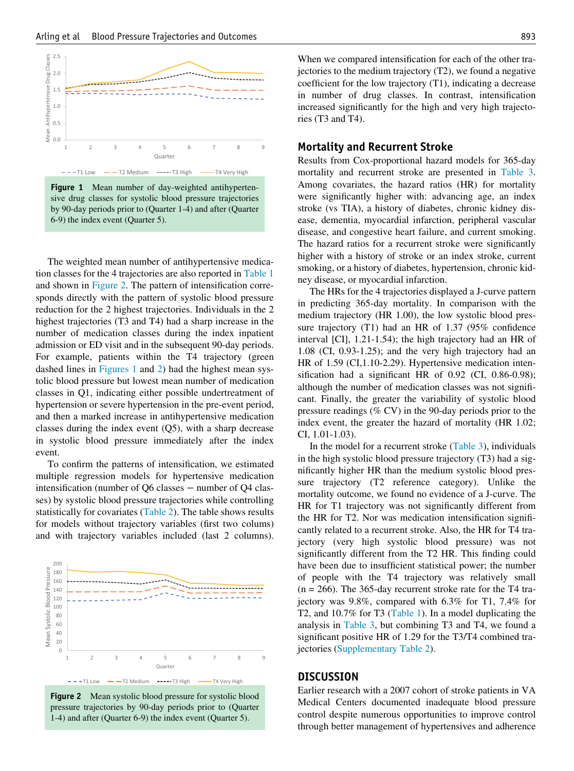**Figure 1** Mean number of day-weighted antihypertensive drug classes for systolic blood pressure trajectories by 90-day periods prior to (Quarter 1-4) and after (Quarter 6-9) the index event (Quarter 5).

The weighted mean number of antihypertensive medication classes for the 4 trajectories are also reported in Table 1 and shown in Figure 2. The pattern of intensification corresponds directly with the pattern of systolic blood pressure reduction for the 2 highest trajectories. Individuals in the 2 highest trajectories (T3 and T4) had a sharp increase in the number of medication classes during the index inpatient admission or ED visit and in the subsequent 90-day periods. For example, patients within the T4 trajectory (green dashed lines in Figures 1 and 2) had the highest mean systolic blood pressure but lowest mean number of medication classes in Q1, indicating either possible undertreatment of hypertension or severe hypertension in the pre-event period, and then a marked increase in antihypertensive medication classes during the index event (Q5), with a sharp decrease in systolic blood pressure immediately after the index event.

To confirm the patterns of intensification, we estimated multiple regression models for hypertensive medication intensification (number of Q6 classes − number of Q4 classes) by systolic blood pressure trajectories while controlling statistically for covariates (Table 2). The table shows results for models without trajectory variables (first two colums) and with trajectory variables included (last 2 columns).

**Figure 2** Mean systolic blood pressure for systolic blood pressure trajectories by 90-day periods prior to (Quarter 1-4) and after (Quarter 6-9) the index event (Quarter 5).

When we compared intensification for each of the other trajectories to the medium trajectory (T2), we found a negative coefficient for the low trajectory (T1), indicating a decrease in number of drug classes. In contrast, intensification increased significantly for the high and very high trajectories (T3 and T4).

## Mortality and Recurrent Stroke

Results from Cox-proportional hazard models for 365-day mortality and recurrent stroke are presented in Table 3. Among covariates, the hazard ratios (HR) for mortality were significantly higher with: advancing age, an index stroke (vs TIA), a history of diabetes, chronic kidney disease, dementia, myocardial infarction, peripheral vascular disease, and congestive heart failure, and current smoking. The hazard ratios for a recurrent stroke were significantly higher with a history of stroke or an index stroke, current smoking, or a history of diabetes, hypertension, chronic kidney disease, or myocardial infarction.

The HRs for the 4 trajectories displayed a J-curve pattern in predicting 365-day mortality. In comparison with the medium trajectory (HR 1.00), the low systolic blood pressure trajectory (T1) had an HR of 1.37 (95% confidence interval [CI], 1.21-1.54); the high trajectory had an HR of 1.08 (CI, 0.93-1.25); and the very high trajectory had an HR of 1.59 (CI,1.10-2.29). Hypertensive medication intensification had a significant HR of 0.92 (CI, 0.86-0.98); although the number of medication classes was not significant. Finally, the greater the variability of systolic blood pressure readings (% CV) in the 90-day periods prior to the index event, the greater the hazard of mortality (HR 1.02; CI, 1.01-1.03).

In the model for a recurrent stroke (Table 3), individuals in the high systolic blood pressure trajectory (T3) had a significantly higher HR than the medium systolic blood pressure trajectory (T2 reference category). Unlike the mortality outcome, we found no evidence of a J-curve. The HR for T1 trajectory was not significantly different from the HR for T2. Nor was medication intensification significantly related to a recurrent stroke. Also, the HR for T4 trajectory (very high systolic blood pressure) was not significantly different from the T2 HR. This finding could have been due to insufficient statistical power; the number of people with the T4 trajectory was relatively small (n = 266). The 365-day recurrent stroke rate for the T4 trajectory was 9.8%, compared with 6.3% for T1, 7.4% for T2, and 10.7% for T3 (Table 1). In a model duplicating the analysis in Table 3, but combining T3 and T4, we found a significant positive HR of 1.29 for the T3/T4 combined trajectories (Supplementary Table 2).

## DISCUSSION

Earlier research with a 2007 cohort of stroke patients in VA Medical Centers documented inadequate blood pressure control despite numerous opportunities to improve control through better management of hypertensives and adherence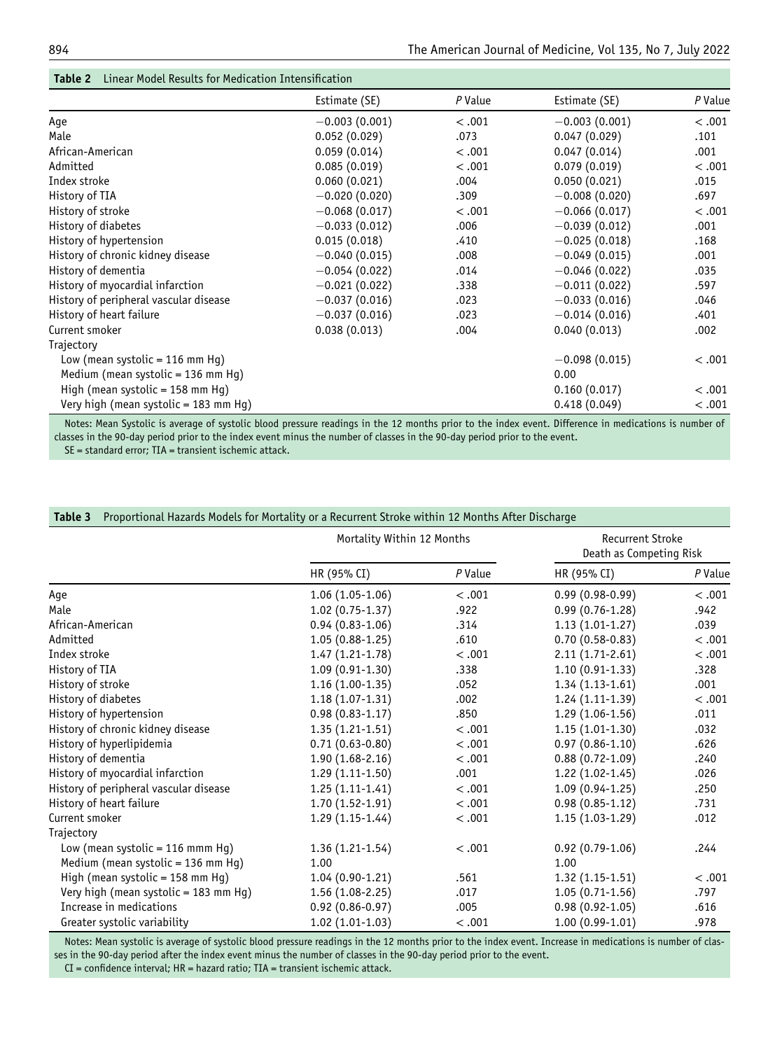**Table 2** Linear Model Results for Medication Intensification

| | Estimate (SE) | *P* Value | Estimate (SE) | *P* Value |
|---|---|---|---|---|
| Age | −0.003 (0.001) | < .001 | −0.003 (0.001) | < .001 |
| Male | 0.052 (0.029) | .073 | 0.047 (0.029) | .101 |
| African-American | 0.059 (0.014) | < .001 | 0.047 (0.014) | .001 |
| Admitted | 0.085 (0.019) | < .001 | 0.079 (0.019) | < .001 |
| Index stroke | 0.060 (0.021) | .004 | 0.050 (0.021) | .015 |
| History of TIA | −0.020 (0.020) | .309 | −0.008 (0.020) | .697 |
| History of stroke | −0.068 (0.017) | < .001 | −0.066 (0.017) | < .001 |
| History of diabetes | −0.033 (0.012) | .006 | −0.039 (0.012) | .001 |
| History of hypertension | 0.015 (0.018) | .410 | −0.025 (0.018) | .168 |
| History of chronic kidney disease | −0.040 (0.015) | .008 | −0.049 (0.015) | .001 |
| History of dementia | −0.054 (0.022) | .014 | −0.046 (0.022) | .035 |
| History of myocardial infarction | −0.021 (0.022) | .338 | −0.011 (0.022) | .597 |
| History of peripheral vascular disease | −0.037 (0.016) | .023 | −0.033 (0.016) | .046 |
| History of heart failure | −0.037 (0.016) | .023 | −0.014 (0.016) | .401 |
| Current smoker | 0.038 (0.013) | .004 | 0.040 (0.013) | .002 |
| Trajectory | | | | |
| Low (mean systolic = 116 mm Hg) | | | −0.098 (0.015) | < .001 |
| Medium (mean systolic = 136 mm Hg) | | | 0.00 | |
| High (mean systolic = 158 mm Hg) | | | 0.160 (0.017) | < .001 |
| Very high (mean systolic = 183 mm Hg) | | | 0.418 (0.049) | < .001 |

Notes: Mean Systolic is average of systolic blood pressure readings in the 12 months prior to the index event. Difference in medications is number of classes in the 90-day period prior to the index event minus the number of classes in the 90-day period prior to the event.
SE = standard error; TIA = transient ischemic attack.

**Table 3** Proportional Hazards Models for Mortality or a Recurrent Stroke within 12 Months After Discharge

| | Mortality Within 12 Months | | Recurrent Stroke Death as Competing Risk | |
|---|---|---|---|---|
| | HR (95% CI) | *P* Value | HR (95% CI) | *P* Value |
| Age | 1.06 (1.05-1.06) | < .001 | 0.99 (0.98-0.99) | < .001 |
| Male | 1.02 (0.75-1.37) | .922 | 0.99 (0.76-1.28) | .942 |
| African-American | 0.94 (0.83-1.06) | .314 | 1.13 (1.01-1.27) | .039 |
| Admitted | 1.05 (0.88-1.25) | .610 | 0.70 (0.58-0.83) | < .001 |
| Index stroke | 1.47 (1.21-1.78) | < .001 | 2.11 (1.71-2.61) | < .001 |
| History of TIA | 1.09 (0.91-1.30) | .338 | 1.10 (0.91-1.33) | .328 |
| History of stroke | 1.16 (1.00-1.35) | .052 | 1.34 (1.13-1.61) | .001 |
| History of diabetes | 1.18 (1.07-1.31) | .002 | 1.24 (1.11-1.39) | < .001 |
| History of hypertension | 0.98 (0.83-1.17) | .850 | 1.29 (1.06-1.56) | .011 |
| History of chronic kidney disease | 1.35 (1.21-1.51) | < .001 | 1.15 (1.01-1.30) | .032 |
| History of hyperlipidemia | 0.71 (0.63-0.80) | < .001 | 0.97 (0.86-1.10) | .626 |
| History of dementia | 1.90 (1.68-2.16) | < .001 | 0.88 (0.72-1.09) | .240 |
| History of myocardial infarction | 1.29 (1.11-1.50) | .001 | 1.22 (1.02-1.45) | .026 |
| History of peripheral vascular disease | 1.25 (1.11-1.41) | < .001 | 1.09 (0.94-1.25) | .250 |
| History of heart failure | 1.70 (1.52-1.91) | < .001 | 0.98 (0.85-1.12) | .731 |
| Current smoker | 1.29 (1.15-1.44) | < .001 | 1.15 (1.03-1.29) | .012 |
| Trajectory | | | | |
| Low (mean systolic = 116 mmm Hg) | 1.36 (1.21-1.54) | < .001 | 0.92 (0.79-1.06) | .244 |
| Medium (mean systolic = 136 mm Hg) | 1.00 | | 1.00 | |
| High (mean systolic = 158 mm Hg) | 1.04 (0.90-1.21) | .561 | 1.32 (1.15-1.51) | < .001 |
| Very high (mean systolic = 183 mm Hg) | 1.56 (1.08-2.25) | .017 | 1.05 (0.71-1.56) | .797 |
| Increase in medications | 0.92 (0.86-0.97) | .005 | 0.98 (0.92-1.05) | .616 |
| Greater systolic variability | 1.02 (1.01-1.03) | < .001 | 1.00 (0.99-1.01) | .978 |

Notes: Mean systolic is average of systolic blood pressure readings in the 12 months prior to the index event. Increase in medications is number of classes in the 90-day period after the index event minus the number of classes in the 90-day period prior to the event.
CI = confidence interval; HR = hazard ratio; TIA = transient ischemic attack.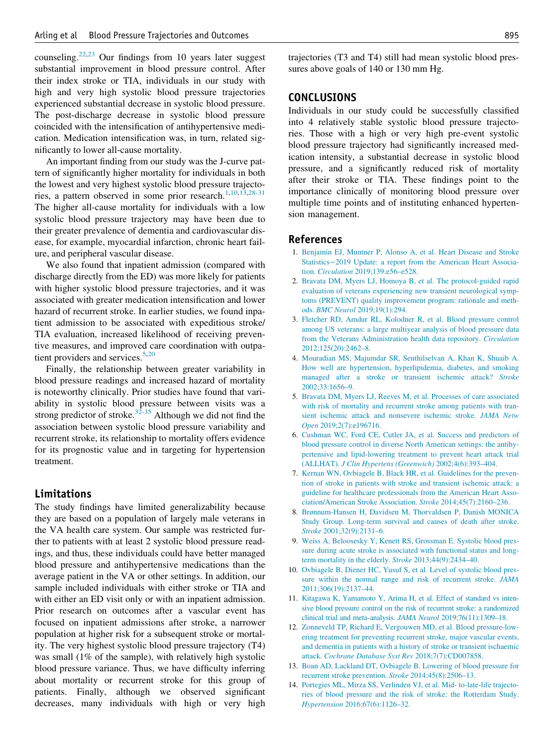counseling.[22,23] Our findings from 10 years later suggest substantial improvement in blood pressure control. After their index stroke or TIA, individuals in our study with high and very high systolic blood pressure trajectories experienced substantial decrease in systolic blood pressure. The post-discharge decrease in systolic blood pressure coincided with the intensification of antihypertensive medication. Medication intensification was, in turn, related significantly to lower all-cause mortality.

An important finding from our study was the J-curve pattern of significantly higher mortality for individuals in both the lowest and very highest systolic blood pressure trajectories, a pattern observed in some prior research.[1,10,13,28-31] The higher all-cause mortality for individuals with a low systolic blood pressure trajectory may have been due to their greater prevalence of dementia and cardiovascular disease, for example, myocardial infarction, chronic heart failure, and peripheral vascular disease.

We also found that inpatient admission (compared with discharge directly from the ED) was more likely for patients with higher systolic blood pressure trajectories, and it was associated with greater medication intensification and lower hazard of recurrent stroke. In earlier studies, we found inpatient admission to be associated with expeditious stroke/TIA evaluation, increased likelihood of receiving preventive measures, and improved care coordination with outpatient providers and services.[5,20]

Finally, the relationship between greater variability in blood pressure readings and increased hazard of mortality is noteworthy clinically. Prior studies have found that variability in systolic blood pressure between visits was a strong predictor of stroke.[32-35] Although we did not find the association between systolic blood pressure variability and recurrent stroke, its relationship to mortality offers evidence for its prognostic value and in targeting for hypertension treatment.

## Limitations

The study findings have limited generalizability because they are based on a population of largely male veterans in the VA health care system. Our sample was restricted further to patients with at least 2 systolic blood pressure readings, and thus, these individuals could have better managed blood pressure and antihypertensive medications than the average patient in the VA or other settings. In addition, our sample included individuals with either stroke or TIA and with either an ED visit only or with an inpatient admission. Prior research on outcomes after a vascular event has focused on inpatient admissions after stroke, a narrower population at higher risk for a subsequent stroke or mortality. The very highest systolic blood pressure trajectory (T4) was small (1% of the sample), with relatively high systolic blood pressure variance. Thus, we have difficulty inferring about mortality or recurrent stroke for this group of patients. Finally, although we observed significant decreases, many individuals with high or very high trajectories (T3 and T4) still had mean systolic blood pressures above goals of 140 or 130 mm Hg.

## CONCLUSIONS

Individuals in our study could be successfully classified into 4 relatively stable systolic blood pressure trajectories. Those with a high or very high pre-event systolic blood pressure trajectory had significantly increased medication intensity, a substantial decrease in systolic blood pressure, and a significantly reduced risk of mortality after their stroke or TIA. These findings point to the importance clinically of monitoring blood pressure over multiple time points and of instituting enhanced hypertension management.

## References

1. Benjamin EJ, Muntner P, Alonso A, et al. Heart Disease and Stroke Statistics—2019 Update: a report from the American Heart Association. *Circulation* 2019;139:e56–e528.
2. Bravata DM, Myers LJ, Homoya B, et al. The protocol-guided rapid evaluation of veterans experiencing new transient neurological symptoms (PREVENT) quality improvement program: rationale and methods. *BMC Neurol* 2019;19(1):294.
3. Fletcher RD, Amdur RL, Kolodner R, et al. Blood pressure control among US veterans: a large multiyear analysis of blood pressure data from the Veterans Administration health data repository. *Circulation* 2012;125(20):2462–8.
4. Mouradian MS, Majumdar SR, Senthilselvan A, Khan K, Shuaib A. How well are hypertension, hyperlipidemia, diabetes, and smoking managed after a stroke or transient ischemic attack? *Stroke* 2002;33:1656–9.
5. Bravata DM, Myers LJ, Reeves M, et al. Processes of care associated with risk of mortality and recurrent stroke among patients with transient ischemic attack and nonsevere ischemic stroke. *JAMA Netw Open* 2019;2(7):e196716.
6. Cushman WC, Ford CE, Cutler JA, et al. Success and predictors of blood pressure control in diverse North American settings: the antihypertensive and lipid-lowering treatment to prevent heart attack trial (ALLHAT). *J Clin Hypertens (Greenwich)* 2002;4(6):393–404.
7. Kernan WN, Ovbiagele B, Black HR, et al. Guidelines for the prevention of stroke in patients with stroke and transient ischemic attack: a guideline for healthcare professionals from the American Heart Association/American Stroke Association. *Stroke* 2014;45(7):2160–236.
8. Brønnum-Hansen H, Davidsen M, Thorvaldsen P, Danish MONICA Study Group. Long-term survival and causes of death after stroke. *Stroke* 2001;32(9):2131–6.
9. Weiss A, Beloosesky Y, Kenett RS, Grossman E. Systolic blood pressure during acute stroke is associated with functional status and long-term mortality in the elderly. *Stroke* 2013;44(9):2434–40.
10. Ovbiagele B, Diener HC, Yusuf S, et al. Level of systolic blood pressure within the normal range and risk of recurrent stroke. *JAMA* 2011;306(19):2137–44.
11. Kitagawa K, Yamamoto Y, Arima H, et al. Effect of standard vs intensive blood pressure control on the risk of recurrent stroke: a randomized clinical trial and meta-analysis. *JAMA Neurol* 2019;76(11):1309–18.
12. Zonneveld TP, Richard E, Vergouwen MD, et al. Blood pressure-lowering treatment for preventing recurrent stroke, major vascular events, and dementia in patients with a history of stroke or transient ischaemic attack. *Cochrane Database Syst Rev* 2018;7(7):CD007858.
13. Boan AD, Lackland DT, Ovbiagele B. Lowering of blood pressure for recurrent stroke prevention. *Stroke* 2014;45(8):2506–13.
14. Portegies ML, Mirza SS, Verlinden VJ, et al. Mid- to-late-life trajectories of blood pressure and the risk of stroke: the Rotterdam Study. *Hypertension* 2016;67(6):1126–32.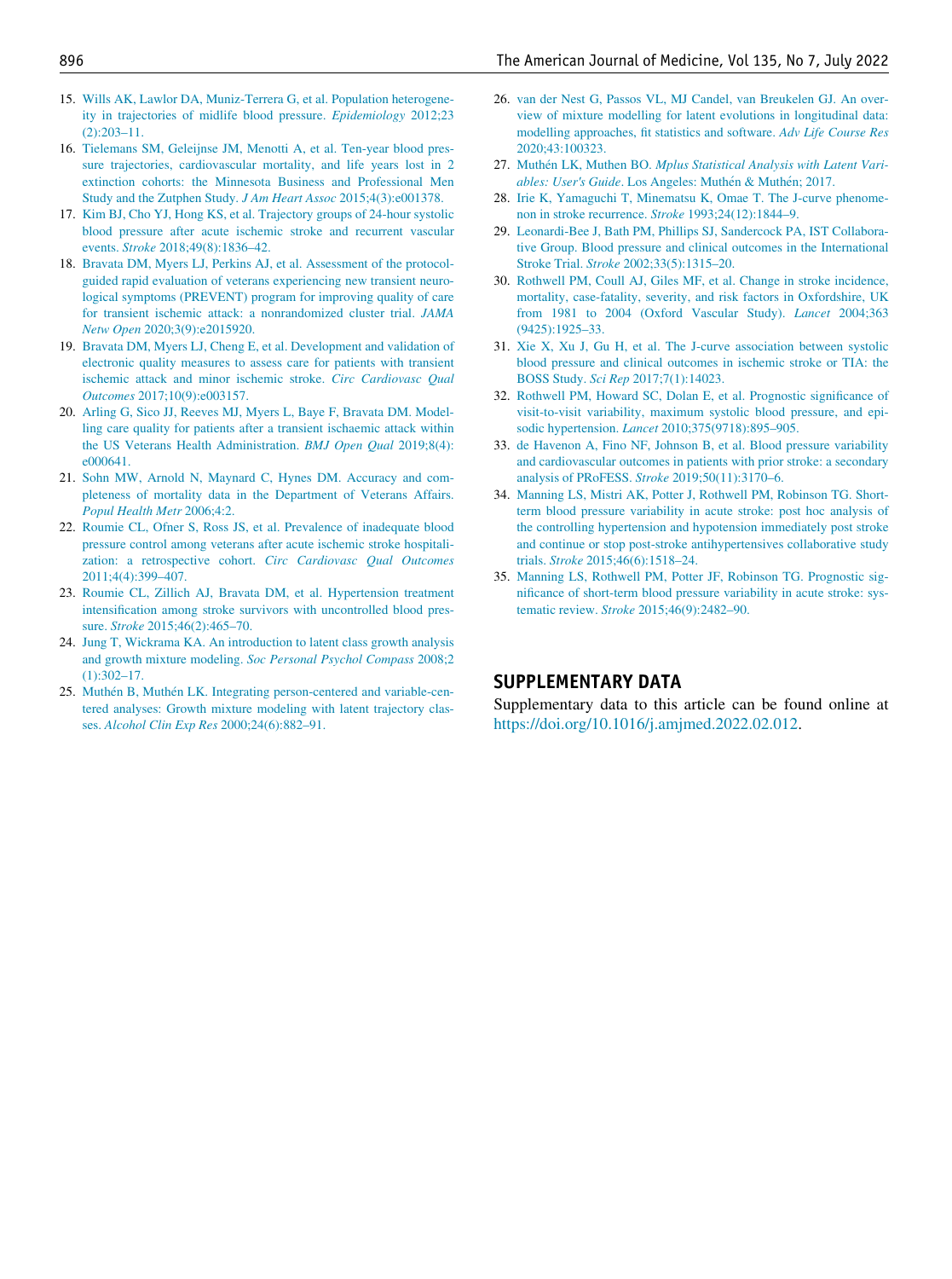15. Wills AK, Lawlor DA, Muniz-Terrera G, et al. Population heterogeneity in trajectories of midlife blood pressure. *Epidemiology* 2012;23(2):203–11.
16. Tielemans SM, Geleijnse JM, Menotti A, et al. Ten-year blood pressure trajectories, cardiovascular mortality, and life years lost in 2 extinction cohorts: the Minnesota Business and Professional Men Study and the Zutphen Study. *J Am Heart Assoc* 2015;4(3):e001378.
17. Kim BJ, Cho YJ, Hong KS, et al. Trajectory groups of 24-hour systolic blood pressure after acute ischemic stroke and recurrent vascular events. *Stroke* 2018;49(8):1836–42.
18. Bravata DM, Myers LJ, Perkins AJ, et al. Assessment of the protocol-guided rapid evaluation of veterans experiencing new transient neurological symptoms (PREVENT) program for improving quality of care for transient ischemic attack: a nonrandomized cluster trial. *JAMA Netw Open* 2020;3(9):e2015920.
19. Bravata DM, Myers LJ, Cheng E, et al. Development and validation of electronic quality measures to assess care for patients with transient ischemic attack and minor ischemic stroke. *Circ Cardiovasc Qual Outcomes* 2017;10(9):e003157.
20. Arling G, Sico JJ, Reeves MJ, Myers L, Baye F, Bravata DM. Modelling care quality for patients after a transient ischaemic attack within the US Veterans Health Administration. *BMJ Open Qual* 2019;8(4):e000641.
21. Sohn MW, Arnold N, Maynard C, Hynes DM. Accuracy and completeness of mortality data in the Department of Veterans Affairs. *Popul Health Metr* 2006;4:2.
22. Roumie CL, Ofner S, Ross JS, et al. Prevalence of inadequate blood pressure control among veterans after acute ischemic stroke hospitalization: a retrospective cohort. *Circ Cardiovasc Qual Outcomes* 2011;4(4):399–407.
23. Roumie CL, Zillich AJ, Bravata DM, et al. Hypertension treatment intensification among stroke survivors with uncontrolled blood pressure. *Stroke* 2015;46(2):465–70.
24. Jung T, Wickrama KA. An introduction to latent class growth analysis and growth mixture modeling. *Soc Personal Psychol Compass* 2008;2(1):302–17.
25. Muthén B, Muthén LK. Integrating person-centered and variable-centered analyses: Growth mixture modeling with latent trajectory classes. *Alcohol Clin Exp Res* 2000;24(6):882–91.
26. van der Nest G, Passos VL, MJ Candel, van Breukelen GJ. An overview of mixture modelling for latent evolutions in longitudinal data: modelling approaches, fit statistics and software. *Adv Life Course Res* 2020;43:100323.
27. Muthén LK, Muthen BO. *Mplus Statistical Analysis with Latent Variables: User's Guide*. Los Angeles: Muthén & Muthén; 2017.
28. Irie K, Yamaguchi T, Minematsu K, Omae T. The J-curve phenomenon in stroke recurrence. *Stroke* 1993;24(12):1844–9.
29. Leonardi-Bee J, Bath PM, Phillips SJ, Sandercock PA, IST Collaborative Group. Blood pressure and clinical outcomes in the International Stroke Trial. *Stroke* 2002;33(5):1315–20.
30. Rothwell PM, Coull AJ, Giles MF, et al. Change in stroke incidence, mortality, case-fatality, severity, and risk factors in Oxfordshire, UK from 1981 to 2004 (Oxford Vascular Study). *Lancet* 2004;363(9425):1925–33.
31. Xie X, Xu J, Gu H, et al. The J-curve association between systolic blood pressure and clinical outcomes in ischemic stroke or TIA: the BOSS Study. *Sci Rep* 2017;7(1):14023.
32. Rothwell PM, Howard SC, Dolan E, et al. Prognostic significance of visit-to-visit variability, maximum systolic blood pressure, and episodic hypertension. *Lancet* 2010;375(9718):895–905.
33. de Havenon A, Fino NF, Johnson B, et al. Blood pressure variability and cardiovascular outcomes in patients with prior stroke: a secondary analysis of PRoFESS. *Stroke* 2019;50(11):3170–6.
34. Manning LS, Mistri AK, Potter J, Rothwell PM, Robinson TG. Short-term blood pressure variability in acute stroke: post hoc analysis of the controlling hypertension and hypotension immediately post stroke and continue or stop post-stroke antihypertensives collaborative study trials. *Stroke* 2015;46(6):1518–24.
35. Manning LS, Rothwell PM, Potter JF, Robinson TG. Prognostic significance of short-term blood pressure variability in acute stroke: systematic review. *Stroke* 2015;46(9):2482–90.

## SUPPLEMENTARY DATA

Supplementary data to this article can be found online at https://doi.org/10.1016/j.amjmed.2022.02.012.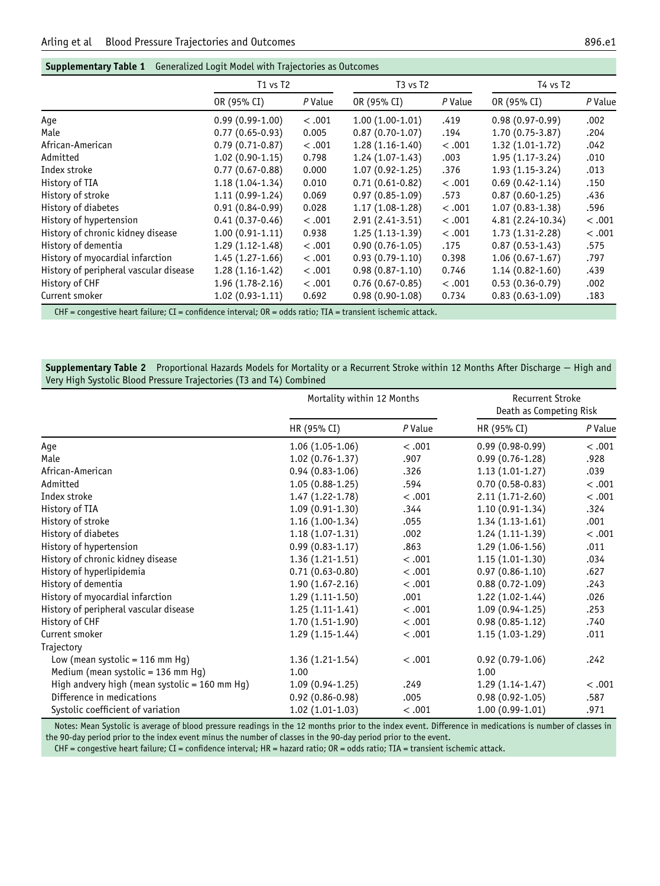**Supplementary Table 1** Generalized Logit Model with Trajectories as Outcomes

| | T1 vs T2 | | T3 vs T2 | | T4 vs T2 | |
|---|---|---|---|---|---|---|
| | OR (95% CI) | *P* Value | OR (95% CI) | *P* Value | OR (95% CI) | *P* Value |
| Age | 0.99 (0.99-1.00) | < .001 | 1.00 (1.00-1.01) | .419 | 0.98 (0.97-0.99) | .002 |
| Male | 0.77 (0.65-0.93) | 0.005 | 0.87 (0.70-1.07) | .194 | 1.70 (0.75-3.87) | .204 |
| African-American | 0.79 (0.71-0.87) | < .001 | 1.28 (1.16-1.40) | < .001 | 1.32 (1.01-1.72) | .042 |
| Admitted | 1.02 (0.90-1.15) | 0.798 | 1.24 (1.07-1.43) | .003 | 1.95 (1.17-3.24) | .010 |
| Index stroke | 0.77 (0.67-0.88) | 0.000 | 1.07 (0.92-1.25) | .376 | 1.93 (1.15-3.24) | .013 |
| History of TIA | 1.18 (1.04-1.34) | 0.010 | 0.71 (0.61-0.82) | < .001 | 0.69 (0.42-1.14) | .150 |
| History of stroke | 1.11 (0.99-1.24) | 0.069 | 0.97 (0.85-1.09) | .573 | 0.87 (0.60-1.25) | .436 |
| History of diabetes | 0.91 (0.84-0.99) | 0.028 | 1.17 (1.08-1.28) | < .001 | 1.07 (0.83-1.38) | .596 |
| History of hypertension | 0.41 (0.37-0.46) | < .001 | 2.91 (2.41-3.51) | < .001 | 4.81 (2.24-10.34) | < .001 |
| History of chronic kidney disease | 1.00 (0.91-1.11) | 0.938 | 1.25 (1.13-1.39) | < .001 | 1.73 (1.31-2.28) | < .001 |
| History of dementia | 1.29 (1.12-1.48) | < .001 | 0.90 (0.76-1.05) | .175 | 0.87 (0.53-1.43) | .575 |
| History of myocardial infarction | 1.45 (1.27-1.66) | < .001 | 0.93 (0.79-1.10) | 0.398 | 1.06 (0.67-1.67) | .797 |
| History of peripheral vascular disease | 1.28 (1.16-1.42) | < .001 | 0.98 (0.87-1.10) | 0.746 | 1.14 (0.82-1.60) | .439 |
| History of CHF | 1.96 (1.78-2.16) | < .001 | 0.76 (0.67-0.85) | < .001 | 0.53 (0.36-0.79) | .002 |
| Current smoker | 1.02 (0.93-1.11) | 0.692 | 0.98 (0.90-1.08) | 0.734 | 0.83 (0.63-1.09) | .183 |

CHF = congestive heart failure; CI = confidence interval; OR = odds ratio; TIA = transient ischemic attack.

**Supplementary Table 2** Proportional Hazards Models for Mortality or a Recurrent Stroke within 12 Months After Discharge — High and Very High Systolic Blood Pressure Trajectories (T3 and T4) Combined

| | Mortality within 12 Months | | Recurrent Stroke Death as Competing Risk | |
|---|---|---|---|---|
| | HR (95% CI) | *P* Value | HR (95% CI) | *P* Value |
| Age | 1.06 (1.05-1.06) | < .001 | 0.99 (0.98-0.99) | < .001 |
| Male | 1.02 (0.76-1.37) | .907 | 0.99 (0.76-1.28) | .928 |
| African-American | 0.94 (0.83-1.06) | .326 | 1.13 (1.01-1.27) | .039 |
| Admitted | 1.05 (0.88-1.25) | .594 | 0.70 (0.58-0.83) | < .001 |
| Index stroke | 1.47 (1.22-1.78) | < .001 | 2.11 (1.71-2.60) | < .001 |
| History of TIA | 1.09 (0.91-1.30) | .344 | 1.10 (0.91-1.34) | .324 |
| History of stroke | 1.16 (1.00-1.34) | .055 | 1.34 (1.13-1.61) | .001 |
| History of diabetes | 1.18 (1.07-1.31) | .002 | 1.24 (1.11-1.39) | < .001 |
| History of hypertension | 0.99 (0.83-1.17) | .863 | 1.29 (1.06-1.56) | .011 |
| History of chronic kidney disease | 1.36 (1.21-1.51) | < .001 | 1.15 (1.01-1.30) | .034 |
| History of hyperlipidemia | 0.71 (0.63-0.80) | < .001 | 0.97 (0.86-1.10) | .627 |
| History of dementia | 1.90 (1.67-2.16) | < .001 | 0.88 (0.72-1.09) | .243 |
| History of myocardial infarction | 1.29 (1.11-1.50) | .001 | 1.22 (1.02-1.44) | .026 |
| History of peripheral vascular disease | 1.25 (1.11-1.41) | < .001 | 1.09 (0.94-1.25) | .253 |
| History of CHF | 1.70 (1.51-1.90) | < .001 | 0.98 (0.85-1.12) | .740 |
| Current smoker | 1.29 (1.15-1.44) | < .001 | 1.15 (1.03-1.29) | .011 |
| Trajectory | | | | |
| Low (mean systolic = 116 mm Hg) | 1.36 (1.21-1.54) | < .001 | 0.92 (0.79-1.06) | .242 |
| Medium (mean systolic = 136 mm Hg) | 1.00 | | 1.00 | |
| High andvery high (mean systolic = 160 mm Hg) | 1.09 (0.94-1.25) | .249 | 1.29 (1.14-1.47) | < .001 |
| Difference in medications | 0.92 (0.86-0.98) | .005 | 0.98 (0.92-1.05) | .587 |
| Systolic coefficient of variation | 1.02 (1.01-1.03) | < .001 | 1.00 (0.99-1.01) | .971 |

Notes: Mean Systolic is average of blood pressure readings in the 12 months prior to the index event. Difference in medications is number of classes in the 90-day period prior to the index event minus the number of classes in the 90-day period prior to the event.

CHF = congestive heart failure; CI = confidence interval; HR = hazard ratio; OR = odds ratio; TIA = transient ischemic attack.